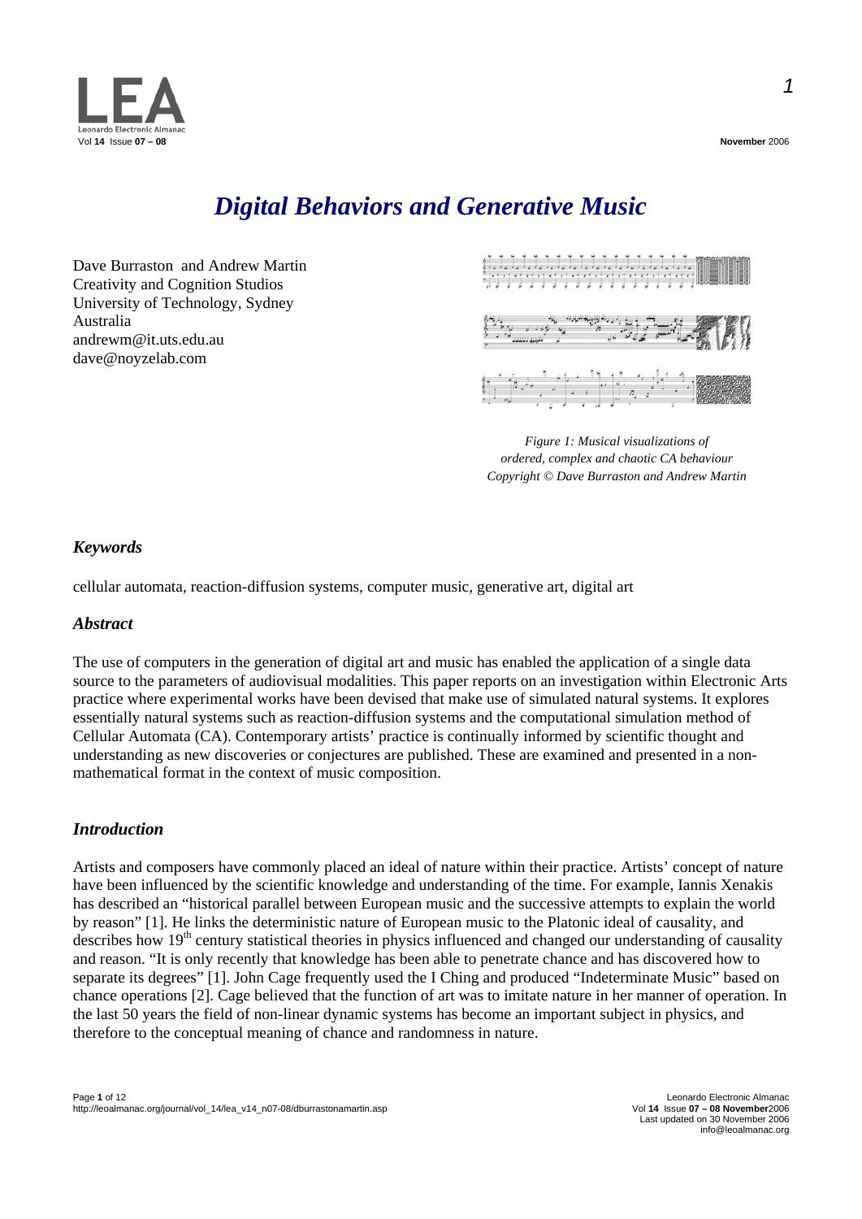# *Digital Behaviors and Generative Music*

Dave Burraston and Andrew Martin
Creativity and Cognition Studios
University of Technology, Sydney
Australia
andrewm@it.uts.edu.au
dave@noyzelab.com

*Figure 1: Musical visualizations of ordered, complex and chaotic CA behaviour*
*Copyright © Dave Burraston and Andrew Martin*

## *Keywords*

cellular automata, reaction-diffusion systems, computer music, generative art, digital art

## *Abstract*

The use of computers in the generation of digital art and music has enabled the application of a single data source to the parameters of audiovisual modalities. This paper reports on an investigation within Electronic Arts practice where experimental works have been devised that make use of simulated natural systems. It explores essentially natural systems such as reaction-diffusion systems and the computational simulation method of Cellular Automata (CA). Contemporary artists' practice is continually informed by scientific thought and understanding as new discoveries or conjectures are published. These are examined and presented in a non-mathematical format in the context of music composition.

## *Introduction*

Artists and composers have commonly placed an ideal of nature within their practice. Artists' concept of nature have been influenced by the scientific knowledge and understanding of the time. For example, Iannis Xenakis has described an "historical parallel between European music and the successive attempts to explain the world by reason" [1]. He links the deterministic nature of European music to the Platonic ideal of causality, and describes how 19th century statistical theories in physics influenced and changed our understanding of causality and reason. "It is only recently that knowledge has been able to penetrate chance and has discovered how to separate its degrees" [1]. John Cage frequently used the I Ching and produced "Indeterminate Music" based on chance operations [2]. Cage believed that the function of art was to imitate nature in her manner of operation. In the last 50 years the field of non-linear dynamic systems has become an important subject in physics, and therefore to the conceptual meaning of chance and randomness in nature.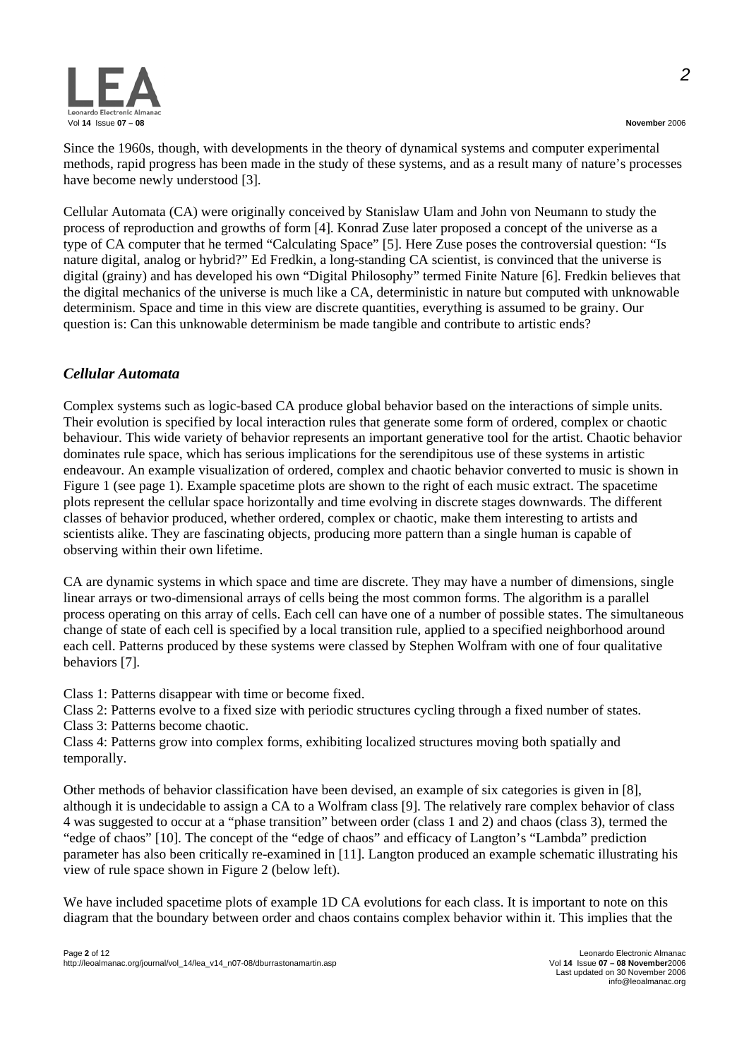Since the 1960s, though, with developments in the theory of dynamical systems and computer experimental methods, rapid progress has been made in the study of these systems, and as a result many of nature's processes have become newly understood [3].

Cellular Automata (CA) were originally conceived by Stanislaw Ulam and John von Neumann to study the process of reproduction and growths of form [4]. Konrad Zuse later proposed a concept of the universe as a type of CA computer that he termed "Calculating Space" [5]. Here Zuse poses the controversial question: "Is nature digital, analog or hybrid?" Ed Fredkin, a long-standing CA scientist, is convinced that the universe is digital (grainy) and has developed his own "Digital Philosophy" termed Finite Nature [6]. Fredkin believes that the digital mechanics of the universe is much like a CA, deterministic in nature but computed with unknowable determinism. Space and time in this view are discrete quantities, everything is assumed to be grainy. Our question is: Can this unknowable determinism be made tangible and contribute to artistic ends?

## *Cellular Automata*

Complex systems such as logic-based CA produce global behavior based on the interactions of simple units. Their evolution is specified by local interaction rules that generate some form of ordered, complex or chaotic behaviour. This wide variety of behavior represents an important generative tool for the artist. Chaotic behavior dominates rule space, which has serious implications for the serendipitous use of these systems in artistic endeavour. An example visualization of ordered, complex and chaotic behavior converted to music is shown in Figure 1 (see page 1). Example spacetime plots are shown to the right of each music extract. The spacetime plots represent the cellular space horizontally and time evolving in discrete stages downwards. The different classes of behavior produced, whether ordered, complex or chaotic, make them interesting to artists and scientists alike. They are fascinating objects, producing more pattern than a single human is capable of observing within their own lifetime.

CA are dynamic systems in which space and time are discrete. They may have a number of dimensions, single linear arrays or two-dimensional arrays of cells being the most common forms. The algorithm is a parallel process operating on this array of cells. Each cell can have one of a number of possible states. The simultaneous change of state of each cell is specified by a local transition rule, applied to a specified neighborhood around each cell. Patterns produced by these systems were classed by Stephen Wolfram with one of four qualitative behaviors [7].

Class 1: Patterns disappear with time or become fixed.
Class 2: Patterns evolve to a fixed size with periodic structures cycling through a fixed number of states.
Class 3: Patterns become chaotic.
Class 4: Patterns grow into complex forms, exhibiting localized structures moving both spatially and temporally.

Other methods of behavior classification have been devised, an example of six categories is given in [8], although it is undecidable to assign a CA to a Wolfram class [9]. The relatively rare complex behavior of class 4 was suggested to occur at a "phase transition" between order (class 1 and 2) and chaos (class 3), termed the "edge of chaos" [10]. The concept of the "edge of chaos" and efficacy of Langton's "Lambda" prediction parameter has also been critically re-examined in [11]. Langton produced an example schematic illustrating his view of rule space shown in Figure 2 (below left).

We have included spacetime plots of example 1D CA evolutions for each class. It is important to note on this diagram that the boundary between order and chaos contains complex behavior within it. This implies that the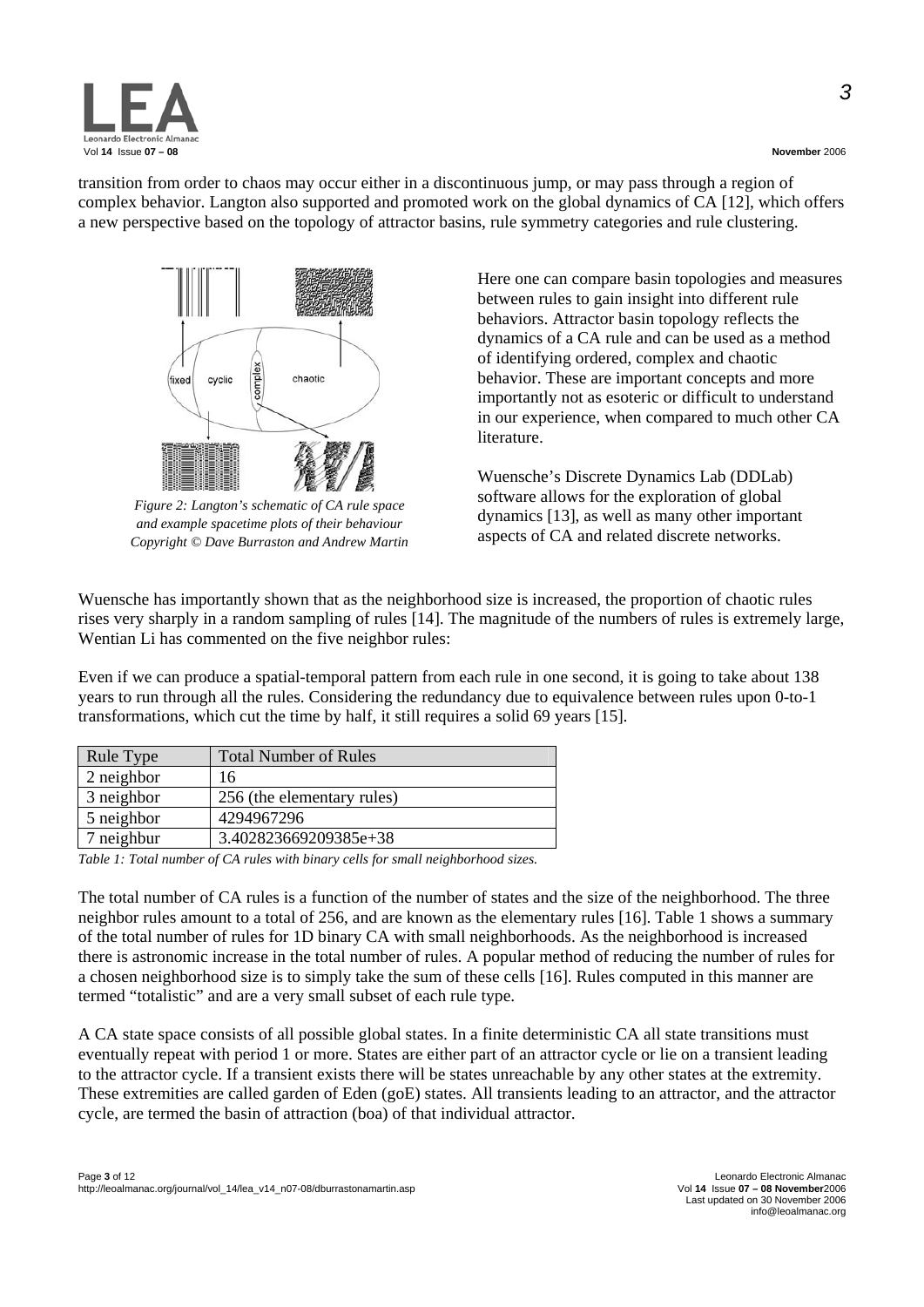transition from order to chaos may occur either in a discontinuous jump, or may pass through a region of complex behavior. Langton also supported and promoted work on the global dynamics of CA [12], which offers a new perspective based on the topology of attractor basins, rule symmetry categories and rule clustering.

*Figure 2: Langton's schematic of CA rule space and example spacetime plots of their behaviour Copyright © Dave Burraston and Andrew Martin*

Here one can compare basin topologies and measures between rules to gain insight into different rule behaviors. Attractor basin topology reflects the dynamics of a CA rule and can be used as a method of identifying ordered, complex and chaotic behavior. These are important concepts and more importantly not as esoteric or difficult to understand in our experience, when compared to much other CA literature.

Wuensche's Discrete Dynamics Lab (DDLab) software allows for the exploration of global dynamics [13], as well as many other important aspects of CA and related discrete networks.

Wuensche has importantly shown that as the neighborhood size is increased, the proportion of chaotic rules rises very sharply in a random sampling of rules [14]. The magnitude of the numbers of rules is extremely large, Wentian Li has commented on the five neighbor rules:

Even if we can produce a spatial-temporal pattern from each rule in one second, it is going to take about 138 years to run through all the rules. Considering the redundancy due to equivalence between rules upon 0-to-1 transformations, which cut the time by half, it still requires a solid 69 years [15].

| Rule Type | Total Number of Rules |
|---|---|
| 2 neighbor | 16 |
| 3 neighbor | 256 (the elementary rules) |
| 5 neighbor | 4294967296 |
| 7 neighbur | 3.402823669209385e+38 |

*Table 1: Total number of CA rules with binary cells for small neighborhood sizes.*

The total number of CA rules is a function of the number of states and the size of the neighborhood. The three neighbor rules amount to a total of 256, and are known as the elementary rules [16]. Table 1 shows a summary of the total number of rules for 1D binary CA with small neighborhoods. As the neighborhood is increased there is astronomic increase in the total number of rules. A popular method of reducing the number of rules for a chosen neighborhood size is to simply take the sum of these cells [16]. Rules computed in this manner are termed "totalistic" and are a very small subset of each rule type.

A CA state space consists of all possible global states. In a finite deterministic CA all state transitions must eventually repeat with period 1 or more. States are either part of an attractor cycle or lie on a transient leading to the attractor cycle. If a transient exists there will be states unreachable by any other states at the extremity. These extremities are called garden of Eden (goE) states. All transients leading to an attractor, and the attractor cycle, are termed the basin of attraction (boa) of that individual attractor.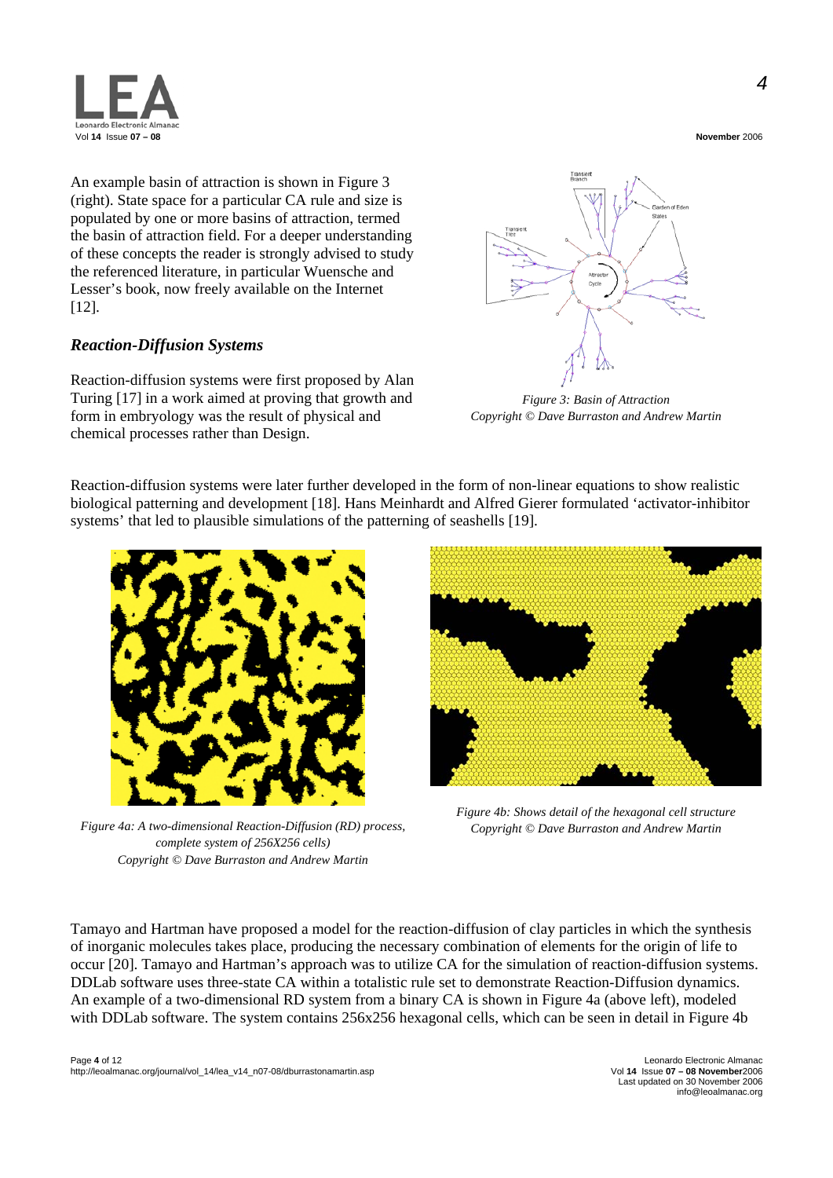An example basin of attraction is shown in Figure 3 (right). State space for a particular CA rule and size is populated by one or more basins of attraction, termed the basin of attraction field. For a deeper understanding of these concepts the reader is strongly advised to study the referenced literature, in particular Wuensche and Lesser's book, now freely available on the Internet [12].

*Figure 3: Basin of Attraction*
*Copyright © Dave Burraston and Andrew Martin*

### *Reaction-Diffusion Systems*

Reaction-diffusion systems were first proposed by Alan Turing [17] in a work aimed at proving that growth and form in embryology was the result of physical and chemical processes rather than Design.

Reaction-diffusion systems were later further developed in the form of non-linear equations to show realistic biological patterning and development [18]. Hans Meinhardt and Alfred Gierer formulated 'activator-inhibitor systems' that led to plausible simulations of the patterning of seashells [19].

*Figure 4a: A two-dimensional Reaction-Diffusion (RD) process, complete system of 256X256 cells)*
*Copyright © Dave Burraston and Andrew Martin*

*Figure 4b: Shows detail of the hexagonal cell structure*
*Copyright © Dave Burraston and Andrew Martin*

Tamayo and Hartman have proposed a model for the reaction-diffusion of clay particles in which the synthesis of inorganic molecules takes place, producing the necessary combination of elements for the origin of life to occur [20]. Tamayo and Hartman's approach was to utilize CA for the simulation of reaction-diffusion systems. DDLab software uses three-state CA within a totalistic rule set to demonstrate Reaction-Diffusion dynamics. An example of a two-dimensional RD system from a binary CA is shown in Figure 4a (above left), modeled with DDLab software. The system contains 256x256 hexagonal cells, which can be seen in detail in Figure 4b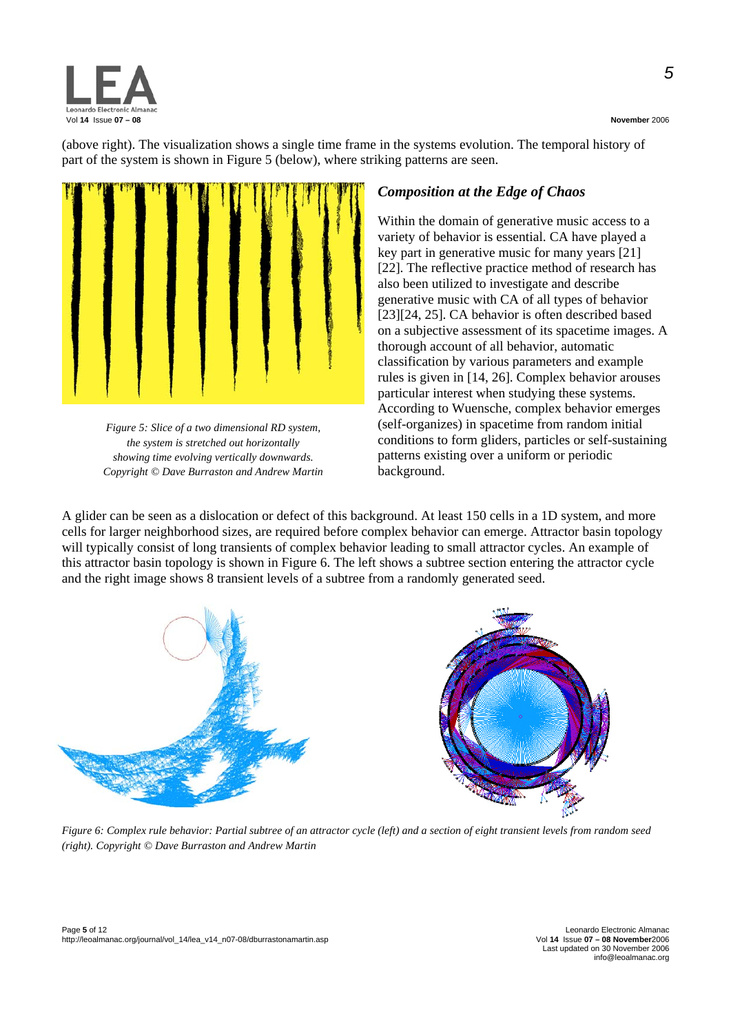(above right). The visualization shows a single time frame in the systems evolution. The temporal history of part of the system is shown in Figure 5 (below), where striking patterns are seen.

*Figure 5: Slice of a two dimensional RD system, the system is stretched out horizontally showing time evolving vertically downwards. Copyright © Dave Burraston and Andrew Martin*

## *Composition at the Edge of Chaos*

Within the domain of generative music access to a variety of behavior is essential. CA have played a key part in generative music for many years [21] [22]. The reflective practice method of research has also been utilized to investigate and describe generative music with CA of all types of behavior [23][24, 25]. CA behavior is often described based on a subjective assessment of its spacetime images. A thorough account of all behavior, automatic classification by various parameters and example rules is given in [14, 26]. Complex behavior arouses particular interest when studying these systems. According to Wuensche, complex behavior emerges (self-organizes) in spacetime from random initial conditions to form gliders, particles or self-sustaining patterns existing over a uniform or periodic background.

A glider can be seen as a dislocation or defect of this background. At least 150 cells in a 1D system, and more cells for larger neighborhood sizes, are required before complex behavior can emerge. Attractor basin topology will typically consist of long transients of complex behavior leading to small attractor cycles. An example of this attractor basin topology is shown in Figure 6. The left shows a subtree section entering the attractor cycle and the right image shows 8 transient levels of a subtree from a randomly generated seed.

*Figure 6: Complex rule behavior: Partial subtree of an attractor cycle (left) and a section of eight transient levels from random seed (right). Copyright © Dave Burraston and Andrew Martin*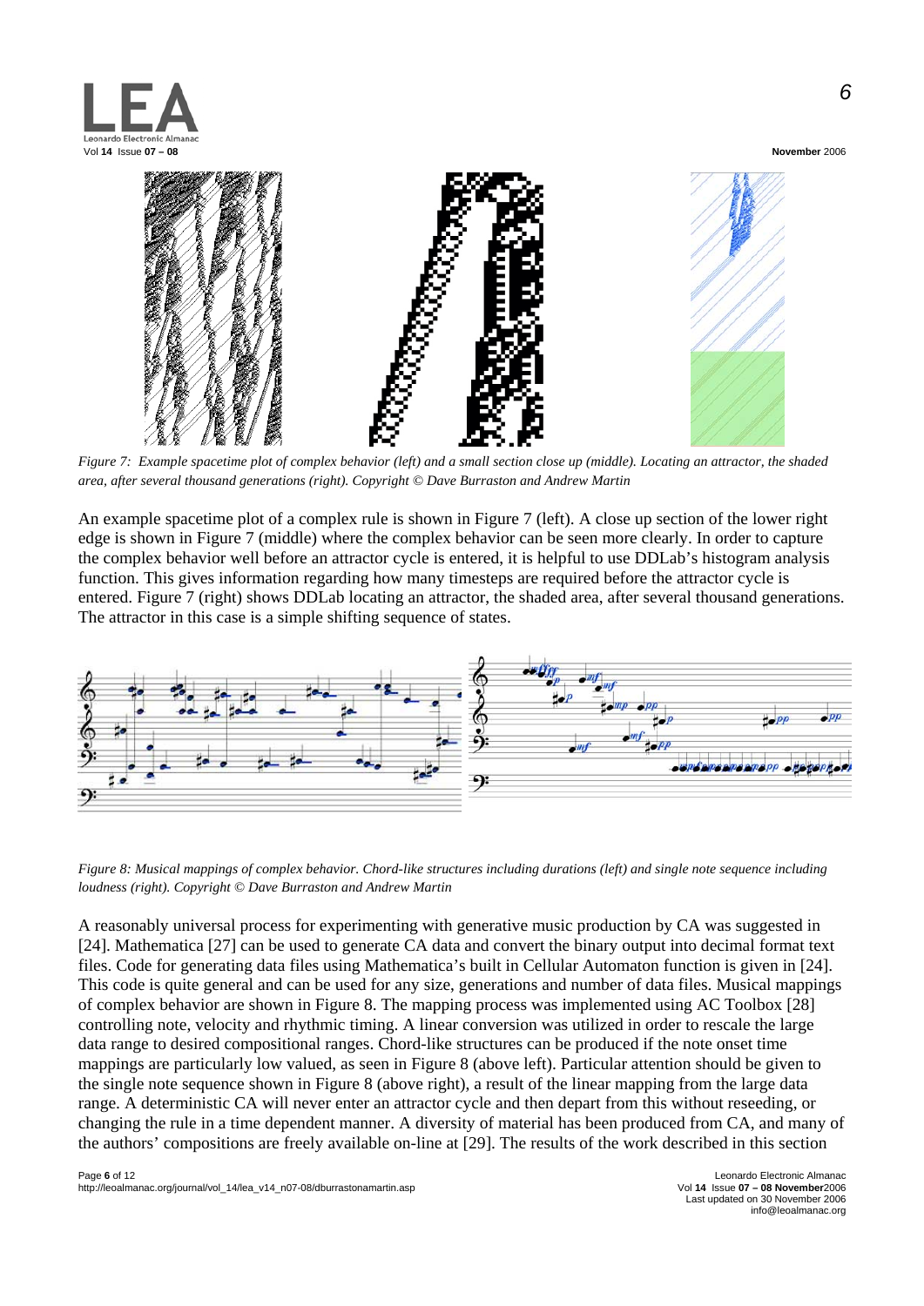*Figure 7: Example spacetime plot of complex behavior (left) and a small section close up (middle). Locating an attractor, the shaded area, after several thousand generations (right). Copyright © Dave Burraston and Andrew Martin*

An example spacetime plot of a complex rule is shown in Figure 7 (left). A close up section of the lower right edge is shown in Figure 7 (middle) where the complex behavior can be seen more clearly. In order to capture the complex behavior well before an attractor cycle is entered, it is helpful to use DDLab's histogram analysis function. This gives information regarding how many timesteps are required before the attractor cycle is entered. Figure 7 (right) shows DDLab locating an attractor, the shaded area, after several thousand generations. The attractor in this case is a simple shifting sequence of states.

*Figure 8: Musical mappings of complex behavior. Chord-like structures including durations (left) and single note sequence including loudness (right). Copyright © Dave Burraston and Andrew Martin*

A reasonably universal process for experimenting with generative music production by CA was suggested in [24]. Mathematica [27] can be used to generate CA data and convert the binary output into decimal format text files. Code for generating data files using Mathematica's built in Cellular Automaton function is given in [24]. This code is quite general and can be used for any size, generations and number of data files. Musical mappings of complex behavior are shown in Figure 8. The mapping process was implemented using AC Toolbox [28] controlling note, velocity and rhythmic timing. A linear conversion was utilized in order to rescale the large data range to desired compositional ranges. Chord-like structures can be produced if the note onset time mappings are particularly low valued, as seen in Figure 8 (above left). Particular attention should be given to the single note sequence shown in Figure 8 (above right), a result of the linear mapping from the large data range. A deterministic CA will never enter an attractor cycle and then depart from this without reseeding, or changing the rule in a time dependent manner. A diversity of material has been produced from CA, and many of the authors' compositions are freely available on-line at [29]. The results of the work described in this section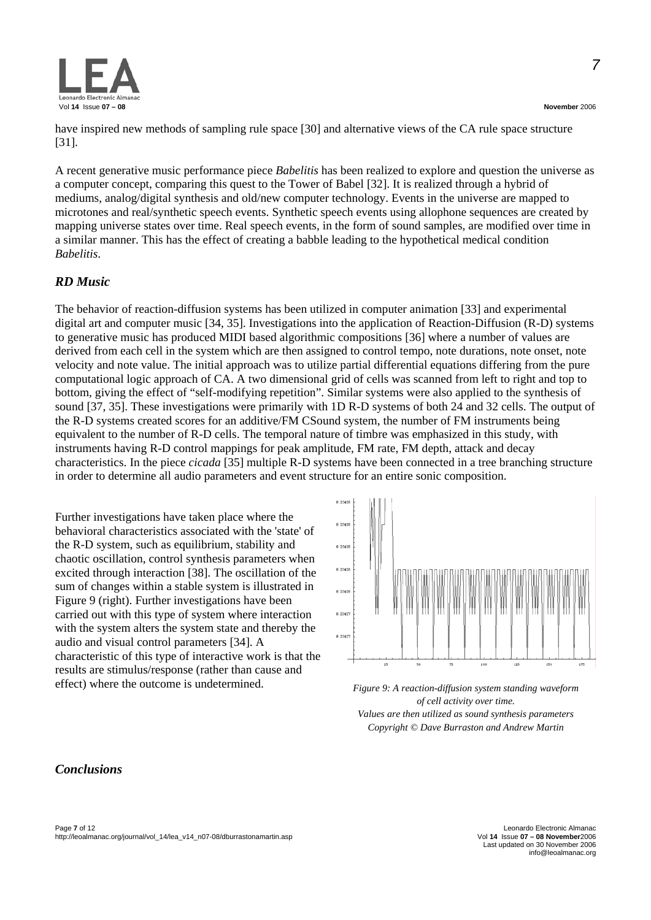have inspired new methods of sampling rule space [30] and alternative views of the CA rule space structure [31].

A recent generative music performance piece *Babelitis* has been realized to explore and question the universe as a computer concept, comparing this quest to the Tower of Babel [32]. It is realized through a hybrid of mediums, analog/digital synthesis and old/new computer technology. Events in the universe are mapped to microtones and real/synthetic speech events. Synthetic speech events using allophone sequences are created by mapping universe states over time. Real speech events, in the form of sound samples, are modified over time in a similar manner. This has the effect of creating a babble leading to the hypothetical medical condition *Babelitis*.

## *RD Music*

The behavior of reaction-diffusion systems has been utilized in computer animation [33] and experimental digital art and computer music [34, 35]. Investigations into the application of Reaction-Diffusion (R-D) systems to generative music has produced MIDI based algorithmic compositions [36] where a number of values are derived from each cell in the system which are then assigned to control tempo, note durations, note onset, note velocity and note value. The initial approach was to utilize partial differential equations differing from the pure computational logic approach of CA. A two dimensional grid of cells was scanned from left to right and top to bottom, giving the effect of "self-modifying repetition". Similar systems were also applied to the synthesis of sound [37, 35]. These investigations were primarily with 1D R-D systems of both 24 and 32 cells. The output of the R-D systems created scores for an additive/FM CSound system, the number of FM instruments being equivalent to the number of R-D cells. The temporal nature of timbre was emphasized in this study, with instruments having R-D control mappings for peak amplitude, FM rate, FM depth, attack and decay characteristics. In the piece *cicada* [35] multiple R-D systems have been connected in a tree branching structure in order to determine all audio parameters and event structure for an entire sonic composition.

Further investigations have taken place where the behavioral characteristics associated with the 'state' of the R-D system, such as equilibrium, stability and chaotic oscillation, control synthesis parameters when excited through interaction [38]. The oscillation of the sum of changes within a stable system is illustrated in Figure 9 (right). Further investigations have been carried out with this type of system where interaction with the system alters the system state and thereby the audio and visual control parameters [34]. A characteristic of this type of interactive work is that the results are stimulus/response (rather than cause and effect) where the outcome is undetermined.

*Figure 9: A reaction-diffusion system standing waveform of cell activity over time. Values are then utilized as sound synthesis parameters Copyright © Dave Burraston and Andrew Martin*

## *Conclusions*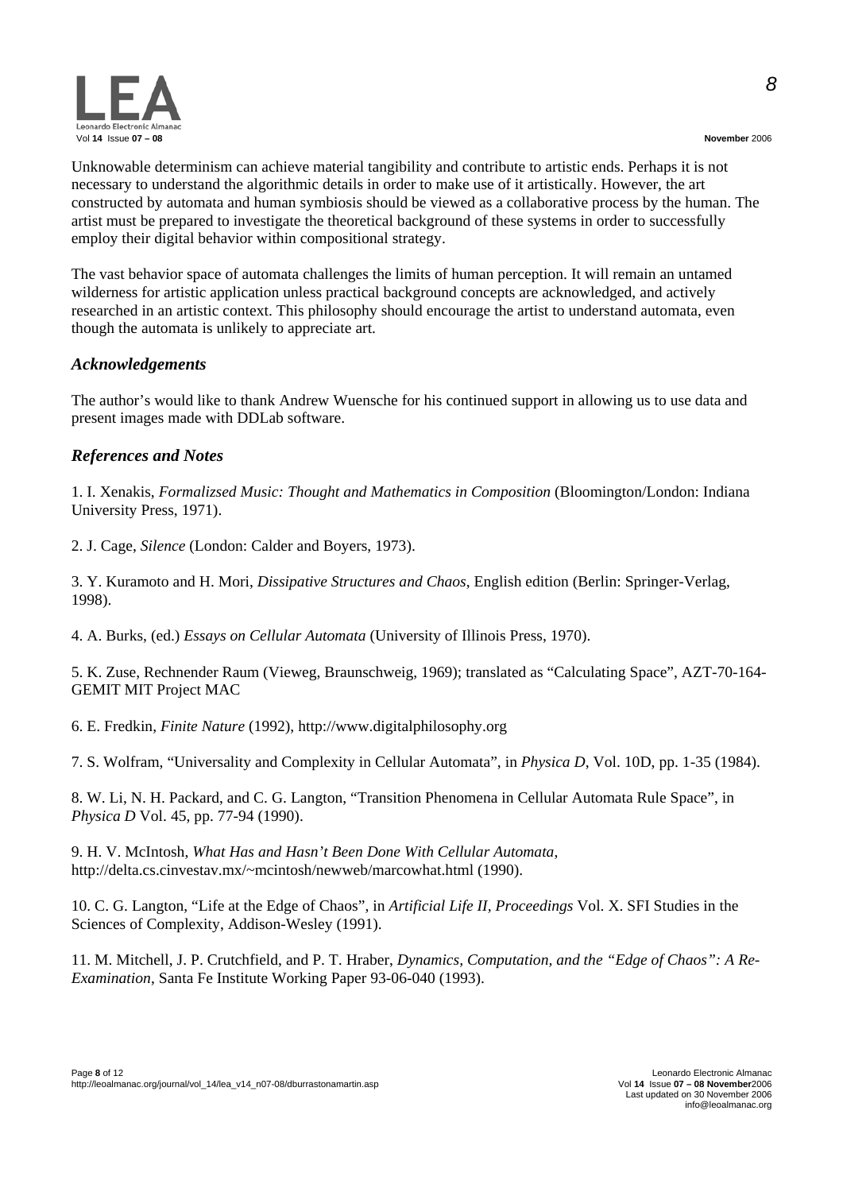Unknowable determinism can achieve material tangibility and contribute to artistic ends. Perhaps it is not necessary to understand the algorithmic details in order to make use of it artistically. However, the art constructed by automata and human symbiosis should be viewed as a collaborative process by the human. The artist must be prepared to investigate the theoretical background of these systems in order to successfully employ their digital behavior within compositional strategy.

The vast behavior space of automata challenges the limits of human perception. It will remain an untamed wilderness for artistic application unless practical background concepts are acknowledged, and actively researched in an artistic context. This philosophy should encourage the artist to understand automata, even though the automata is unlikely to appreciate art.

## *Acknowledgements*

The author's would like to thank Andrew Wuensche for his continued support in allowing us to use data and present images made with DDLab software.

## *References and Notes*

1. I. Xenakis, *Formalizsed Music: Thought and Mathematics in Composition* (Bloomington/London: Indiana University Press, 1971).

2. J. Cage, *Silence* (London: Calder and Boyers, 1973).

3. Y. Kuramoto and H. Mori, *Dissipative Structures and Chaos*, English edition (Berlin: Springer-Verlag, 1998).

4. A. Burks, (ed.) *Essays on Cellular Automata* (University of Illinois Press, 1970).

5. K. Zuse, Rechnender Raum (Vieweg, Braunschweig, 1969); translated as "Calculating Space", AZT-70-164-GEMIT MIT Project MAC

6. E. Fredkin, *Finite Nature* (1992), http://www.digitalphilosophy.org

7. S. Wolfram, "Universality and Complexity in Cellular Automata", in *Physica D*, Vol. 10D, pp. 1-35 (1984).

8. W. Li, N. H. Packard, and C. G. Langton, "Transition Phenomena in Cellular Automata Rule Space", in *Physica D* Vol. 45, pp. 77-94 (1990).

9. H. V. McIntosh, *What Has and Hasn't Been Done With Cellular Automata*, http://delta.cs.cinvestav.mx/~mcintosh/newweb/marcowhat.html (1990).

10. C. G. Langton, "Life at the Edge of Chaos", in *Artificial Life II, Proceedings* Vol. X. SFI Studies in the Sciences of Complexity, Addison-Wesley (1991).

11. M. Mitchell, J. P. Crutchfield, and P. T. Hraber, *Dynamics, Computation, and the "Edge of Chaos": A Re-Examination*, Santa Fe Institute Working Paper 93-06-040 (1993).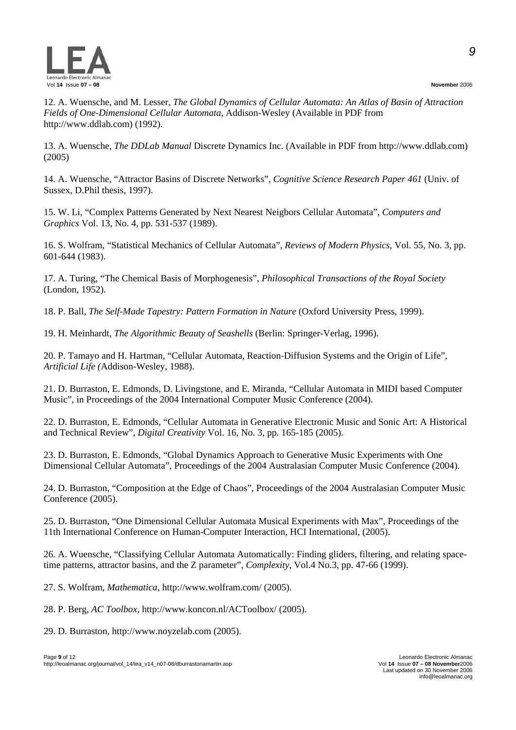12. A. Wuensche, and M. Lesser, *The Global Dynamics of Cellular Automata: An Atlas of Basin of Attraction Fields of One-Dimensional Cellular Automata*, Addison-Wesley (Available in PDF from http://www.ddlab.com) (1992).

13. A. Wuensche, *The DDLab Manual* Discrete Dynamics Inc. (Available in PDF from http://www.ddlab.com) (2005)

14. A. Wuensche, "Attractor Basins of Discrete Networks", *Cognitive Science Research Paper 461* (Univ. of Sussex, D.Phil thesis, 1997).

15. W. Li, "Complex Patterns Generated by Next Nearest Neigbors Cellular Automata", *Computers and Graphics* Vol. 13, No. 4, pp. 531-537 (1989).

16. S. Wolfram, "Statistical Mechanics of Cellular Automata", *Reviews of Modern Physics*, Vol. 55, No. 3, pp. 601-644 (1983).

17. A. Turing, "The Chemical Basis of Morphogenesis", *Philosophical Transactions of the Royal Society* (London, 1952).

18. P. Ball, *The Self-Made Tapestry: Pattern Formation in Nature* (Oxford University Press, 1999).

19. H. Meinhardt, *The Algorithmic Beauty of Seashells* (Berlin: Springer-Verlag, 1996).

20. P. Tamayo and H. Hartman, "Cellular Automata, Reaction-Diffusion Systems and the Origin of Life", *Artificial Life (*Addison-Wesley, 1988).

21. D. Burraston, E. Edmonds, D. Livingstone, and E. Miranda, "Cellular Automata in MIDI based Computer Music", in Proceedings of the 2004 International Computer Music Conference (2004).

22. D. Burraston, E. Edmonds, "Cellular Automata in Generative Electronic Music and Sonic Art: A Historical and Technical Review", *Digital Creativity* Vol. 16, No. 3, pp. 165-185 (2005).

23. D. Burraston, E. Edmonds, "Global Dynamics Approach to Generative Music Experiments with One Dimensional Cellular Automata", Proceedings of the 2004 Australasian Computer Music Conference (2004).

24. D. Burraston, "Composition at the Edge of Chaos", Proceedings of the 2004 Australasian Computer Music Conference (2005).

25. D. Burraston, "One Dimensional Cellular Automata Musical Experiments with Max", Proceedings of the 11th International Conference on Human-Computer Interaction, HCI International, (2005).

26. A. Wuensche, "Classifying Cellular Automata Automatically: Finding gliders, filtering, and relating space-time patterns, attractor basins, and the Z parameter", *Complexity*, Vol.4 No.3, pp. 47-66 (1999).

27. S. Wolfram, *Mathematica*, http://www.wolfram.com/ (2005).

28. P. Berg, *AC Toolbox*, http://www.koncon.nl/ACToolbox/ (2005).

29. D. Burraston, http://www.noyzelab.com (2005).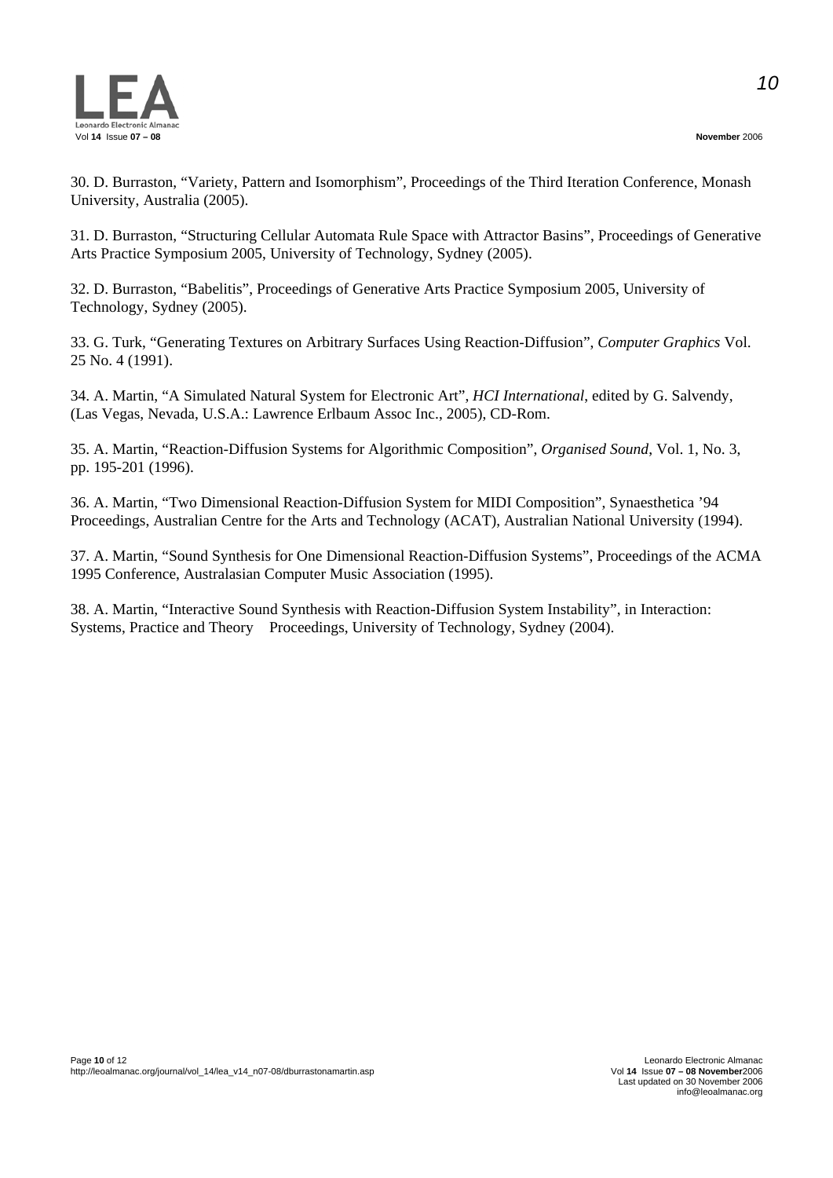30. D. Burraston, “Variety, Pattern and Isomorphism”, Proceedings of the Third Iteration Conference, Monash University, Australia (2005).

31. D. Burraston, “Structuring Cellular Automata Rule Space with Attractor Basins”, Proceedings of Generative Arts Practice Symposium 2005, University of Technology, Sydney (2005).

32. D. Burraston, “Babelitis”, Proceedings of Generative Arts Practice Symposium 2005, University of Technology, Sydney (2005).

33. G. Turk, “Generating Textures on Arbitrary Surfaces Using Reaction-Diffusion”, *Computer Graphics* Vol. 25 No. 4 (1991).

34. A. Martin, “A Simulated Natural System for Electronic Art”, *HCI International*, edited by G. Salvendy, (Las Vegas, Nevada, U.S.A.: Lawrence Erlbaum Assoc Inc., 2005), CD-Rom.

35. A. Martin, “Reaction-Diffusion Systems for Algorithmic Composition”, *Organised Sound*, Vol. 1, No. 3, pp. 195-201 (1996).

36. A. Martin, “Two Dimensional Reaction-Diffusion System for MIDI Composition”, Synaesthetica ’94 Proceedings, Australian Centre for the Arts and Technology (ACAT), Australian National University (1994).

37. A. Martin, “Sound Synthesis for One Dimensional Reaction-Diffusion Systems”, Proceedings of the ACMA 1995 Conference, Australasian Computer Music Association (1995).

38. A. Martin, “Interactive Sound Synthesis with Reaction-Diffusion System Instability”, in Interaction: Systems, Practice and Theory Proceedings, University of Technology, Sydney (2004).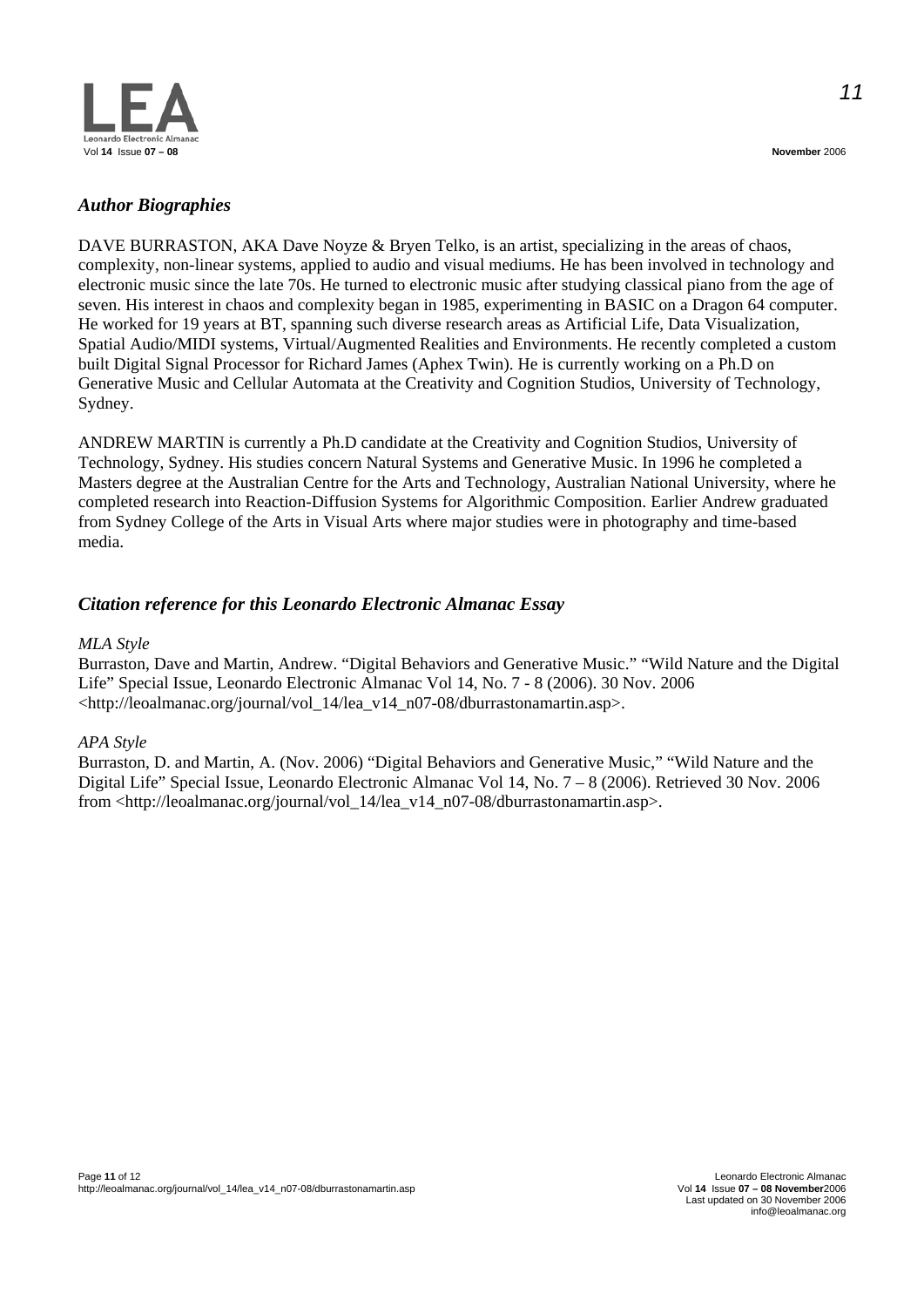## *Author Biographies*

DAVE BURRASTON, AKA Dave Noyze & Bryen Telko, is an artist, specializing in the areas of chaos, complexity, non-linear systems, applied to audio and visual mediums. He has been involved in technology and electronic music since the late 70s. He turned to electronic music after studying classical piano from the age of seven. His interest in chaos and complexity began in 1985, experimenting in BASIC on a Dragon 64 computer. He worked for 19 years at BT, spanning such diverse research areas as Artificial Life, Data Visualization, Spatial Audio/MIDI systems, Virtual/Augmented Realities and Environments. He recently completed a custom built Digital Signal Processor for Richard James (Aphex Twin). He is currently working on a Ph.D on Generative Music and Cellular Automata at the Creativity and Cognition Studios, University of Technology, Sydney.

ANDREW MARTIN is currently a Ph.D candidate at the Creativity and Cognition Studios, University of Technology, Sydney. His studies concern Natural Systems and Generative Music. In 1996 he completed a Masters degree at the Australian Centre for the Arts and Technology, Australian National University, where he completed research into Reaction-Diffusion Systems for Algorithmic Composition. Earlier Andrew graduated from Sydney College of the Arts in Visual Arts where major studies were in photography and time-based media.

## *Citation reference for this Leonardo Electronic Almanac Essay*

*MLA Style*

Burraston, Dave and Martin, Andrew. "Digital Behaviors and Generative Music." "Wild Nature and the Digital Life" Special Issue, Leonardo Electronic Almanac Vol 14, No. 7 - 8 (2006). 30 Nov. 2006 <http://leoalmanac.org/journal/vol_14/lea_v14_n07-08/dburrastonamartin.asp>.

*APA Style*

Burraston, D. and Martin, A. (Nov. 2006) "Digital Behaviors and Generative Music," "Wild Nature and the Digital Life" Special Issue, Leonardo Electronic Almanac Vol 14, No. 7 – 8 (2006). Retrieved 30 Nov. 2006 from <http://leoalmanac.org/journal/vol_14/lea_v14_n07-08/dburrastonamartin.asp>.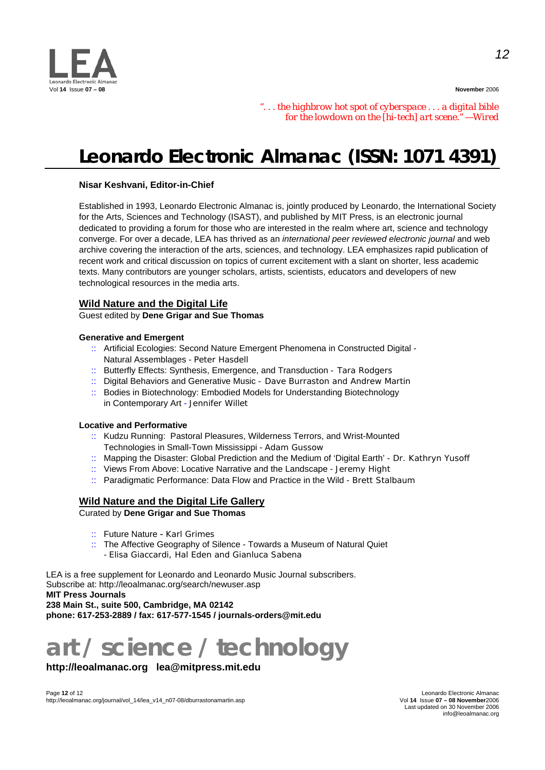*". . . the highbrow hot spot of cyberspace . . . a digital bible for the lowdown on the [hi-tech] art scene." —Wired*

# Leonardo Electronic Almanac (ISSN: 1071 4391)

**Nisar Keshvani, Editor-in-Chief**

Established in 1993, Leonardo Electronic Almanac is, jointly produced by Leonardo, the International Society for the Arts, Sciences and Technology (ISAST), and published by MIT Press, is an electronic journal dedicated to providing a forum for those who are interested in the realm where art, science and technology converge. For over a decade, LEA has thrived as an *international peer reviewed electronic journal* and web archive covering the interaction of the arts, sciences, and technology. LEA emphasizes rapid publication of recent work and critical discussion on topics of current excitement with a slant on shorter, less academic texts. Many contributors are younger scholars, artists, scientists, educators and developers of new technological resources in the media arts.

## Wild Nature and the Digital Life

Guest edited by **Dene Grigar and Sue Thomas**

**Generative and Emergent**

:: Artificial Ecologies: Second Nature Emergent Phenomena in Constructed Digital - Natural Assemblages - Peter Hasdell
:: Butterfly Effects: Synthesis, Emergence, and Transduction - Tara Rodgers
:: Digital Behaviors and Generative Music - Dave Burraston and Andrew Martin
:: Bodies in Biotechnology: Embodied Models for Understanding Biotechnology in Contemporary Art - Jennifer Willet

**Locative and Performative**

:: Kudzu Running: Pastoral Pleasures, Wilderness Terrors, and Wrist-Mounted Technologies in Small-Town Mississippi - Adam Gussow
:: Mapping the Disaster: Global Prediction and the Medium of 'Digital Earth' - Dr. Kathryn Yusoff
:: Views From Above: Locative Narrative and the Landscape - Jeremy Hight
:: Paradigmatic Performance: Data Flow and Practice in the Wild - Brett Stalbaum

## Wild Nature and the Digital Life Gallery

Curated by **Dene Grigar and Sue Thomas**

:: Future Nature - Karl Grimes
:: The Affective Geography of Silence - Towards a Museum of Natural Quiet - Elisa Giaccardi, Hal Eden and Gianluca Sabena

LEA is a free supplement for Leonardo and Leonardo Music Journal subscribers.
Subscribe at: http://leoalmanac.org/search/newuser.asp
**MIT Press Journals**
**238 Main St., suite 500, Cambridge, MA 02142**
**phone: 617-253-2889 / fax: 617-577-1545 / journals-orders@mit.edu**

# art / science / technology

**http://leoalmanac.org lea@mitpress.mit.edu**